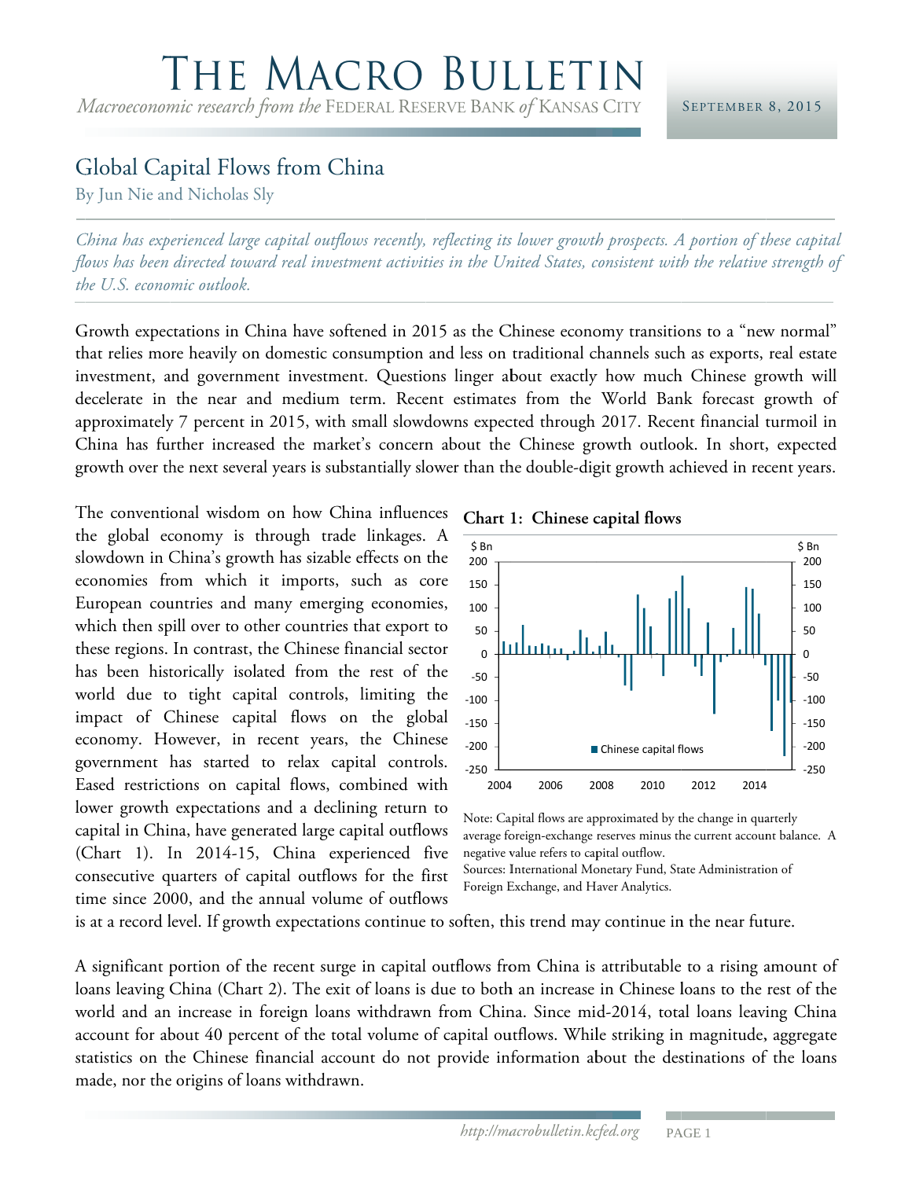# The Macro Bulletin

*Macroeconomic research from the* Federal Reserve Bank *of* Kansas City

September 8, 2015

## Global Capital Flows from China

By Jun Nie and Nicholas Sly

*China has experienced large capital outflows recently, reflecting its lower growth prospects. A portion of these capital flows has been directed toward real investment activities in the United States, consistent with the relative strength of the U.S. economic outlook.*

Growth expectations in China have softened in 2015 as the Chinese economy transitions to a "new normal" that relies more heavily on domestic consumption and less on traditional channels such as exports, real estate investment, and government investment. Questions linger about exactly how much Chinese growth will decelerate in the near and medium term. Recent estimates from the World Bank forecast growth of approximately 7 percent in 2015, with small slowdowns expected through 2017. Recent financial turmoil in China has further increased the market's concern about the Chinese growth outlook. In short, expected growth over the next several years is substantially slower than the double-digit growth achieved in recent years.

The conventional wisdom on how China influences the global economy is through trade linkages. A slowdown in China's growth has sizable effects on the economies from which it imports, such as core European countries and many emerging economies, which then spill over to other countries that export to these regions. In contrast, the Chinese financial sector has been historically isolated from the rest of the world due to tight capital controls, limiting the impact of Chinese capital flows on the global economy. However, in recent years, the Chinese government has started to relax capital controls. Eased restrictions on capital flows, combined with lower growth expectations and a declining return to capital in China, have generated large capital outflows (Chart 1). In 2014-15, China experienced five consecutive quarters of capital outflows for the first time since 2000, and the annual volume of outflows is at a record level. If growth expectations continue to soften, this trend may continue in the near future.

**Chart 1: Chinese capital flows**

Note: Capital flows are approximated by the change in quarterly average foreign-exchange reserves minus the current account balance. A negative value refers to capital outflow.
Sources: International Monetary Fund, State Administration of Foreign Exchange, and Haver Analytics.

A significant portion of the recent surge in capital outflows from China is attributable to a rising amount of loans leaving China (Chart 2). The exit of loans is due to both an increase in Chinese loans to the rest of the world and an increase in foreign loans withdrawn from China. Since mid-2014, total loans leaving China account for about 40 percent of the total volume of capital outflows. While striking in magnitude, aggregate statistics on the Chinese financial account do not provide information about the destinations of the loans made, nor the origins of loans withdrawn.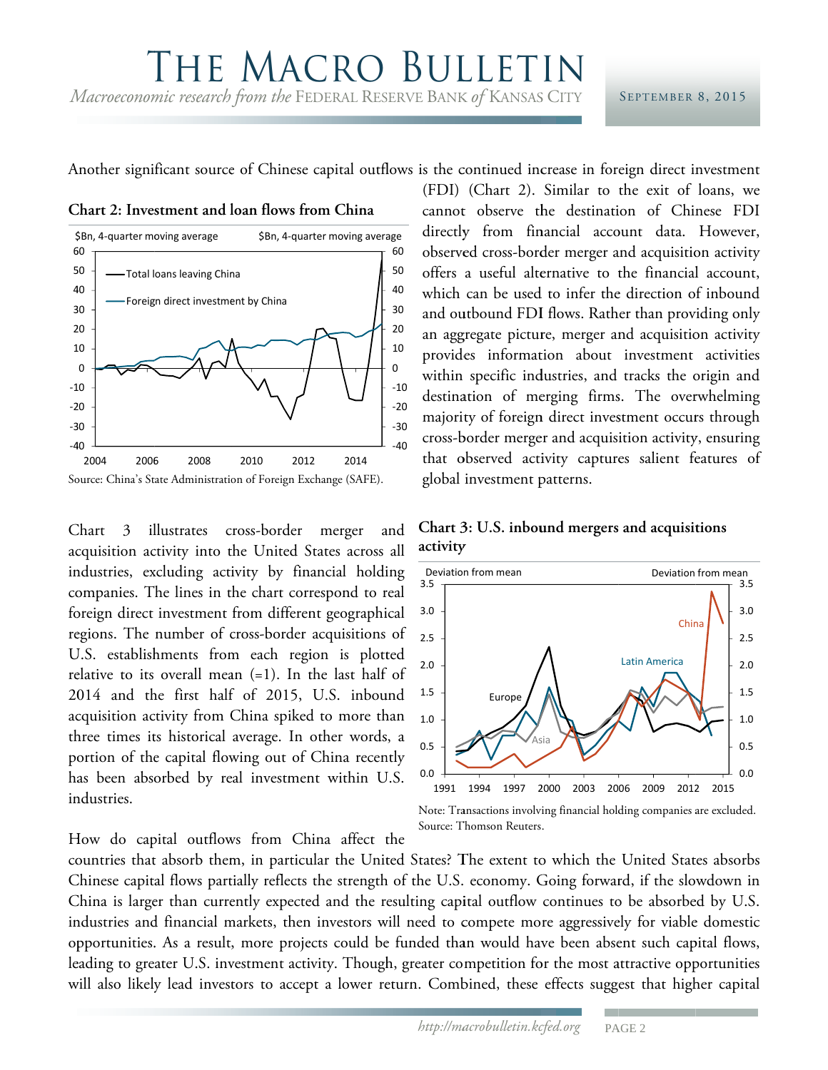Another significant source of Chinese capital outflows is the continued increase in foreign direct investment (FDI) (Chart 2). Similar to the exit of loans, we cannot observe the destination of Chinese FDI directly from financial account data. However, observed cross-border merger and acquisition activity offers a useful alternative to the financial account, which can be used to infer the direction of inbound and outbound FDI flows. Rather than providing only an aggregate picture, merger and acquisition activity provides information about investment activities within specific industries, and tracks the origin and destination of merging firms. The overwhelming majority of foreign direct investment occurs through cross-border merger and acquisition activity, ensuring that observed activity captures salient features of global investment patterns.

**Chart 2: Investment and loan flows from China**

Source: China's State Administration of Foreign Exchange (SAFE).

Chart 3 illustrates cross-border merger and acquisition activity into the United States across all industries, excluding activity by financial holding companies. The lines in the chart correspond to real foreign direct investment from different geographical regions. The number of cross-border acquisitions of U.S. establishments from each region is plotted relative to its overall mean (=1). In the last half of 2014 and the first half of 2015, U.S. inbound acquisition activity from China spiked to more than three times its historical average. In other words, a portion of the capital flowing out of China recently has been absorbed by real investment within U.S. industries.

**Chart 3: U.S. inbound mergers and acquisitions activity**

Note: Transactions involving financial holding companies are excluded.
Source: Thomson Reuters.

How do capital outflows from China affect the countries that absorb them, in particular the United States? The extent to which the United States absorbs Chinese capital flows partially reflects the strength of the U.S. economy. Going forward, if the slowdown in China is larger than currently expected and the resulting capital outflow continues to be absorbed by U.S. industries and financial markets, then investors will need to compete more aggressively for viable domestic opportunities. As a result, more projects could be funded than would have been absent such capital flows, leading to greater U.S. investment activity. Though, greater competition for the most attractive opportunities will also likely lead investors to accept a lower return. Combined, these effects suggest that higher capital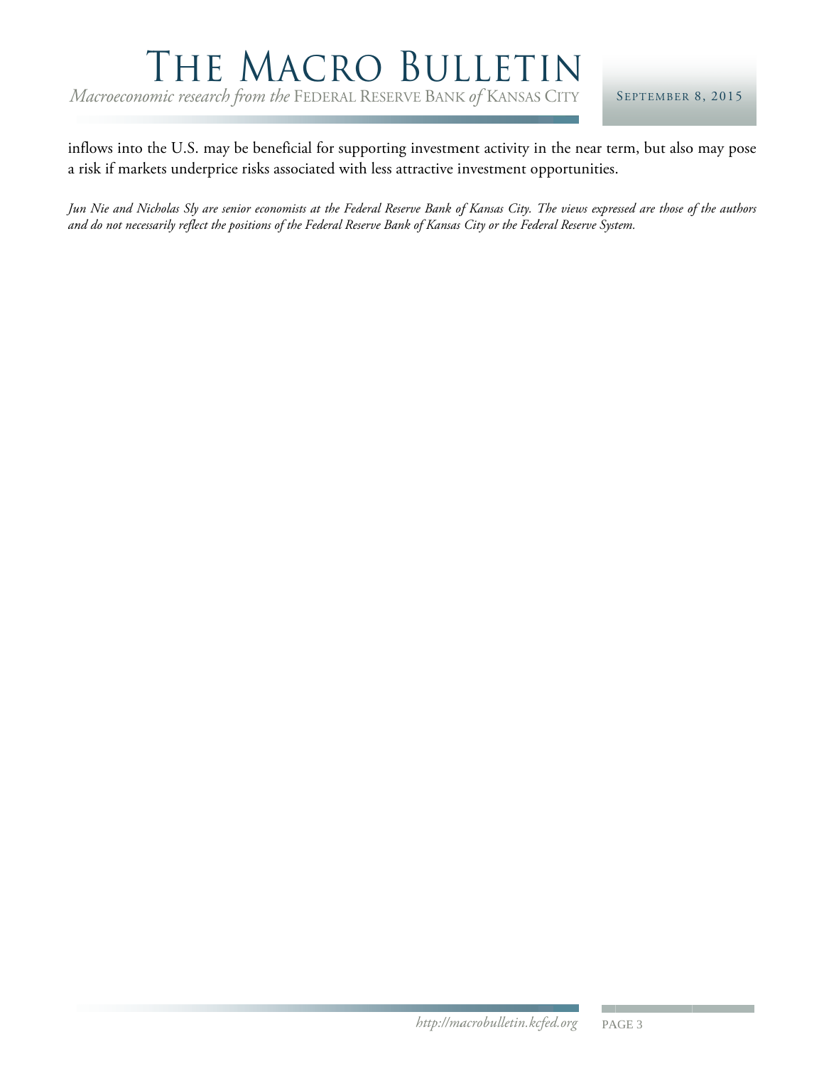inflows into the U.S. may be beneficial for supporting investment activity in the near term, but also may pose a risk if markets underprice risks associated with less attractive investment opportunities.

*Jun Nie and Nicholas Sly are senior economists at the Federal Reserve Bank of Kansas City. The views expressed are those of the authors and do not necessarily reflect the positions of the Federal Reserve Bank of Kansas City or the Federal Reserve System.*